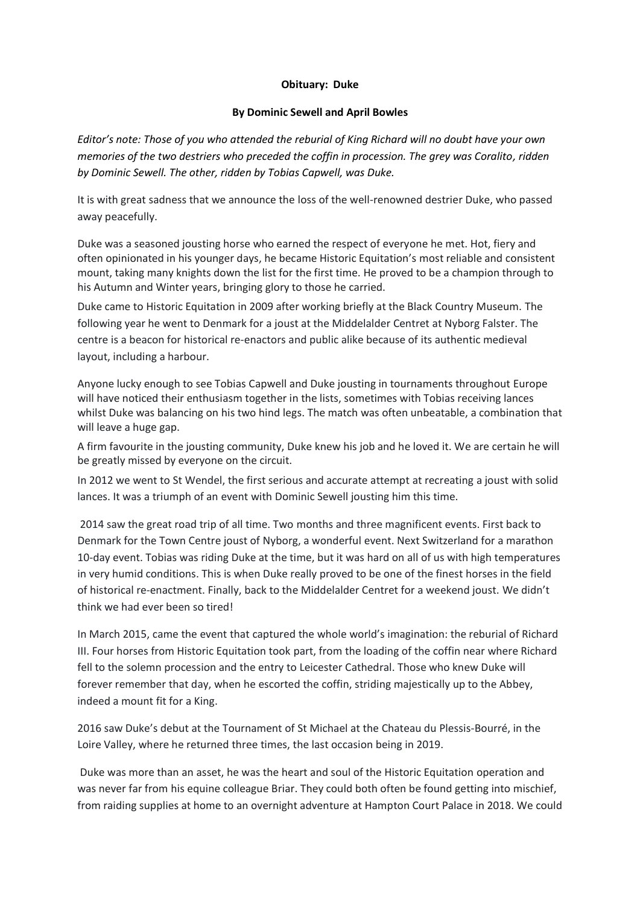**Obituary: Duke**

**By Dominic Sewell and April Bowles**

*Editor's note: Those of you who attended the reburial of King Richard will no doubt have your own memories of the two destriers who preceded the coffin in procession. The grey was Coralito, ridden by Dominic Sewell. The other, ridden by Tobias Capwell, was Duke.*

It is with great sadness that we announce the loss of the well-renowned destrier Duke, who passed away peacefully.

Duke was a seasoned jousting horse who earned the respect of everyone he met. Hot, fiery and often opinionated in his younger days, he became Historic Equitation's most reliable and consistent mount, taking many knights down the list for the first time. He proved to be a champion through to his Autumn and Winter years, bringing glory to those he carried.

Duke came to Historic Equitation in 2009 after working briefly at the Black Country Museum. The following year he went to Denmark for a joust at the Middelalder Centret at Nyborg Falster. The centre is a beacon for historical re-enactors and public alike because of its authentic medieval layout, including a harbour.

Anyone lucky enough to see Tobias Capwell and Duke jousting in tournaments throughout Europe will have noticed their enthusiasm together in the lists, sometimes with Tobias receiving lances whilst Duke was balancing on his two hind legs. The match was often unbeatable, a combination that will leave a huge gap.

A firm favourite in the jousting community, Duke knew his job and he loved it. We are certain he will be greatly missed by everyone on the circuit.

In 2012 we went to St Wendel, the first serious and accurate attempt at recreating a joust with solid lances. It was a triumph of an event with Dominic Sewell jousting him this time.

2014 saw the great road trip of all time. Two months and three magnificent events. First back to Denmark for the Town Centre joust of Nyborg, a wonderful event. Next Switzerland for a marathon 10-day event. Tobias was riding Duke at the time, but it was hard on all of us with high temperatures in very humid conditions. This is when Duke really proved to be one of the finest horses in the field of historical re-enactment. Finally, back to the Middelalder Centret for a weekend joust. We didn't think we had ever been so tired!

In March 2015, came the event that captured the whole world's imagination: the reburial of Richard III. Four horses from Historic Equitation took part, from the loading of the coffin near where Richard fell to the solemn procession and the entry to Leicester Cathedral. Those who knew Duke will forever remember that day, when he escorted the coffin, striding majestically up to the Abbey, indeed a mount fit for a King.

2016 saw Duke's debut at the Tournament of St Michael at the Chateau du Plessis-Bourré, in the Loire Valley, where he returned three times, the last occasion being in 2019.

Duke was more than an asset, he was the heart and soul of the Historic Equitation operation and was never far from his equine colleague Briar. They could both often be found getting into mischief, from raiding supplies at home to an overnight adventure at Hampton Court Palace in 2018. We could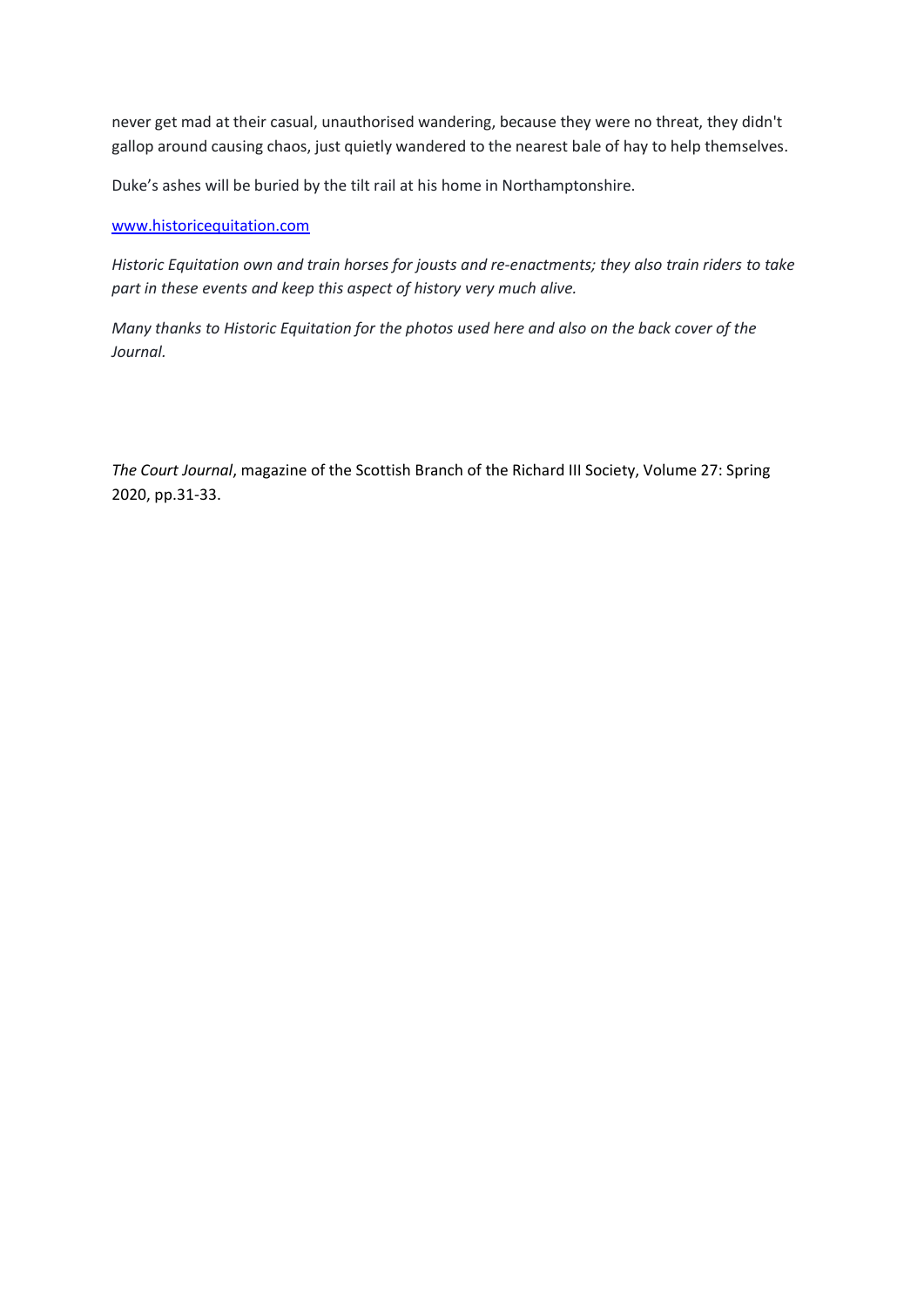never get mad at their casual, unauthorised wandering, because they were no threat, they didn't gallop around causing chaos, just quietly wandered to the nearest bale of hay to help themselves.

Duke's ashes will be buried by the tilt rail at his home in Northamptonshire.

[www.historicequitation.com](http://www.historicequitation.com)

*Historic Equitation own and train horses for jousts and re-enactments; they also train riders to take part in these events and keep this aspect of history very much alive.*

*Many thanks to Historic Equitation for the photos used here and also on the back cover of the Journal.*

*The Court Journal*, magazine of the Scottish Branch of the Richard III Society, Volume 27: Spring 2020, pp.31-33.